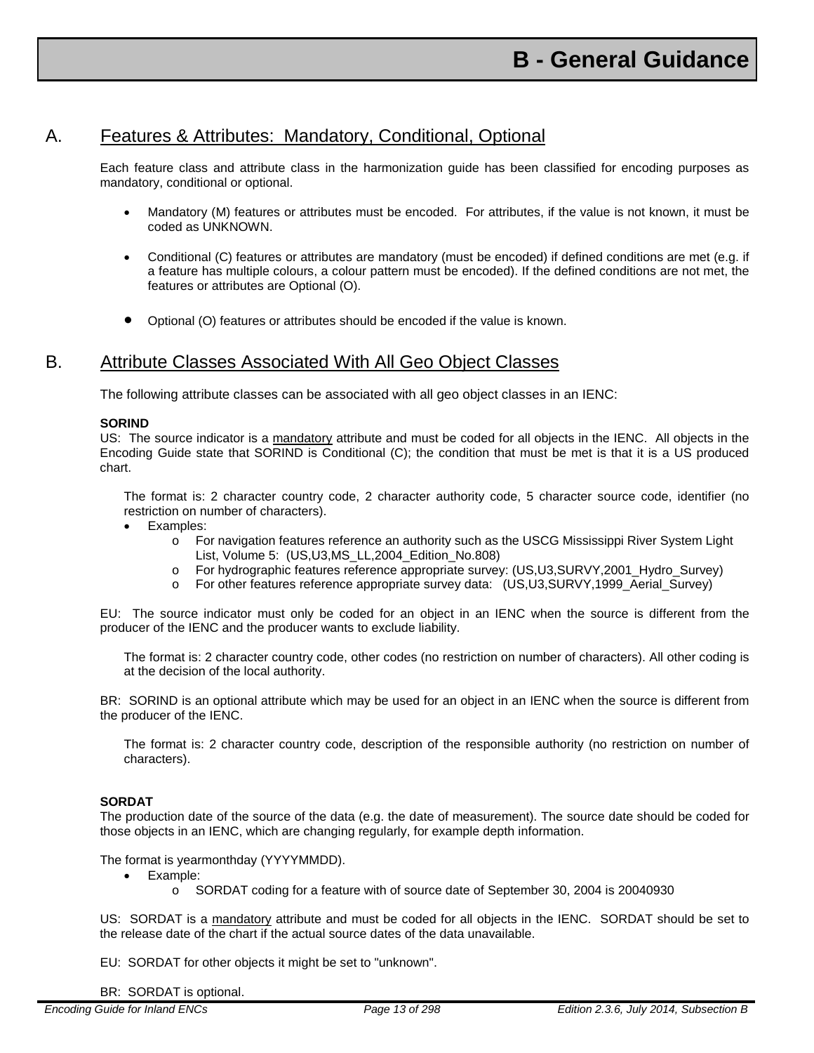# B - General Guidance

## A. Features & Attributes: Mandatory, Conditional, Optional

Each feature class and attribute class in the harmonization guide has been classified for encoding purposes as mandatory, conditional or optional.

- Mandatory (M) features or attributes must be encoded. For attributes, if the value is not known, it must be coded as UNKNOWN.

- Conditional (C) features or attributes are mandatory (must be encoded) if defined conditions are met (e.g. if a feature has multiple colours, a colour pattern must be encoded). If the defined conditions are not met, the features or attributes are Optional (O).

- Optional (O) features or attributes should be encoded if the value is known.

## B. Attribute Classes Associated With All Geo Object Classes

The following attribute classes can be associated with all geo object classes in an IENC:

**SORIND**

US: The source indicator is a mandatory attribute and must be coded for all objects in the IENC. All objects in the Encoding Guide state that SORIND is Conditional (C); the condition that must be met is that it is a US produced chart.

The format is: 2 character country code, 2 character authority code, 5 character source code, identifier (no restriction on number of characters).

- Examples:
  - For navigation features reference an authority such as the USCG Mississippi River System Light List, Volume 5: (US,U3,MS_LL,2004_Edition_No.808)
  - For hydrographic features reference appropriate survey: (US,U3,SURVY,2001_Hydro_Survey)
  - For other features reference appropriate survey data: (US,U3,SURVY,1999_Aerial_Survey)

EU: The source indicator must only be coded for an object in an IENC when the source is different from the producer of the IENC and the producer wants to exclude liability.

The format is: 2 character country code, other codes (no restriction on number of characters). All other coding is at the decision of the local authority.

BR: SORIND is an optional attribute which may be used for an object in an IENC when the source is different from the producer of the IENC.

The format is: 2 character country code, description of the responsible authority (no restriction on number of characters).

**SORDAT**

The production date of the source of the data (e.g. the date of measurement). The source date should be coded for those objects in an IENC, which are changing regularly, for example depth information.

The format is yearmonthday (YYYYMMDD).

- Example:
  - SORDAT coding for a feature with of source date of September 30, 2004 is 20040930

US: SORDAT is a mandatory attribute and must be coded for all objects in the IENC. SORDAT should be set to the release date of the chart if the actual source dates of the data unavailable.

EU: SORDAT for other objects it might be set to "unknown".

BR: SORDAT is optional.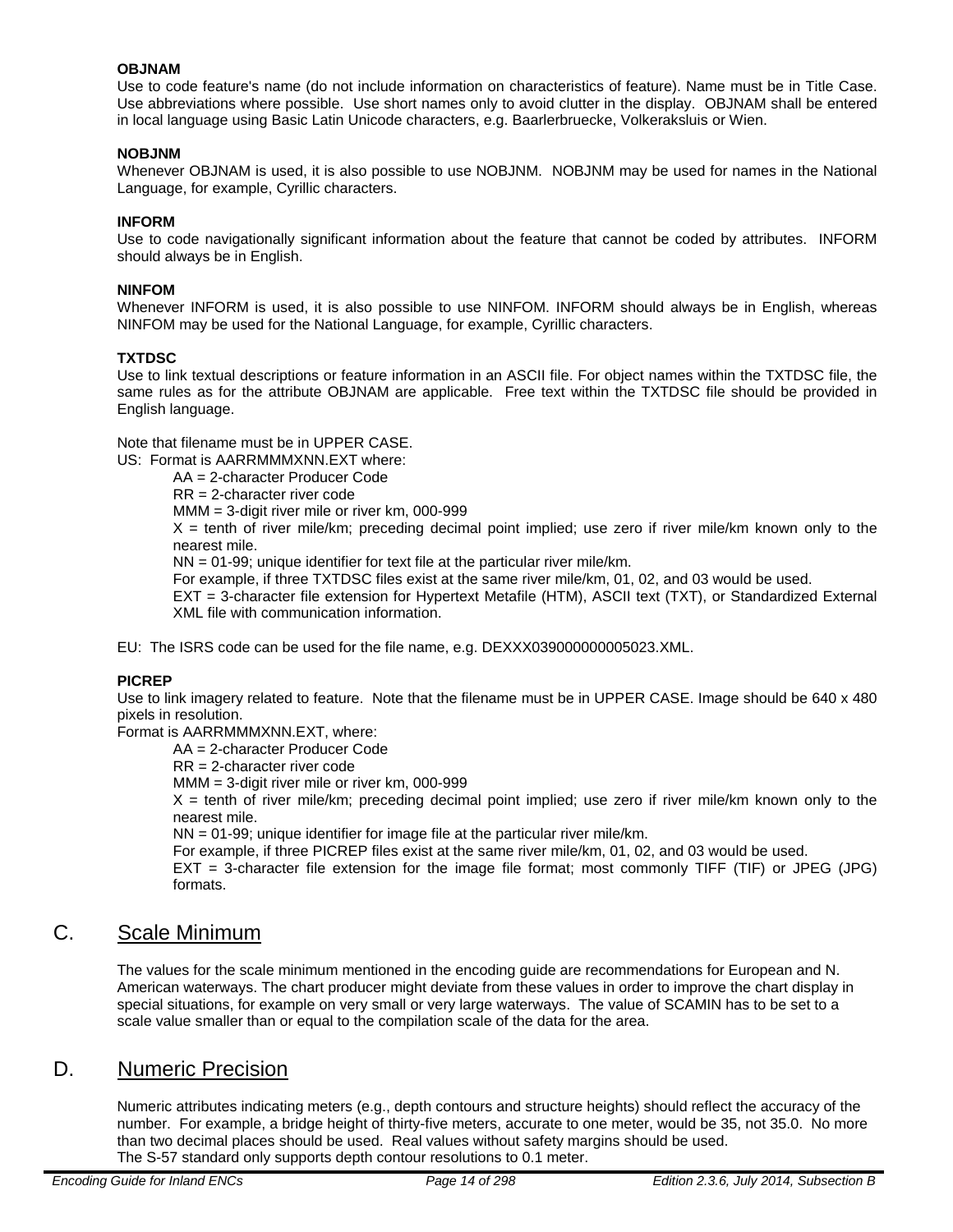**OBJNAM**

Use to code feature's name (do not include information on characteristics of feature). Name must be in Title Case. Use abbreviations where possible. Use short names only to avoid clutter in the display. OBJNAM shall be entered in local language using Basic Latin Unicode characters, e.g. Baarlerbruecke, Volkeraksluis or Wien.

**NOBJNM**

Whenever OBJNAM is used, it is also possible to use NOBJNM. NOBJNM may be used for names in the National Language, for example, Cyrillic characters.

**INFORM**

Use to code navigationally significant information about the feature that cannot be coded by attributes. INFORM should always be in English.

**NINFOM**

Whenever INFORM is used, it is also possible to use NINFOM. INFORM should always be in English, whereas NINFOM may be used for the National Language, for example, Cyrillic characters.

**TXTDSC**

Use to link textual descriptions or feature information in an ASCII file. For object names within the TXTDSC file, the same rules as for the attribute OBJNAM are applicable. Free text within the TXTDSC file should be provided in English language.

Note that filename must be in UPPER CASE.

US: Format is AARRMMMXNN.EXT where:

- AA = 2-character Producer Code
- RR = 2-character river code
- MMM = 3-digit river mile or river km, 000-999
- X = tenth of river mile/km; preceding decimal point implied; use zero if river mile/km known only to the nearest mile.
- NN = 01-99; unique identifier for text file at the particular river mile/km.
  For example, if three TXTDSC files exist at the same river mile/km, 01, 02, and 03 would be used.
- EXT = 3-character file extension for Hypertext Metafile (HTM), ASCII text (TXT), or Standardized External XML file with communication information.

EU: The ISRS code can be used for the file name, e.g. DEXXX039000000005023.XML.

**PICREP**

Use to link imagery related to feature. Note that the filename must be in UPPER CASE. Image should be 640 x 480 pixels in resolution.

Format is AARRMMMXNN.EXT, where:

- AA = 2-character Producer Code
- RR = 2-character river code
- MMM = 3-digit river mile or river km, 000-999
- X = tenth of river mile/km; preceding decimal point implied; use zero if river mile/km known only to the nearest mile.
- NN = 01-99; unique identifier for image file at the particular river mile/km.
  For example, if three PICREP files exist at the same river mile/km, 01, 02, and 03 would be used.
- EXT = 3-character file extension for the image file format; most commonly TIFF (TIF) or JPEG (JPG) formats.

## C. Scale Minimum

The values for the scale minimum mentioned in the encoding guide are recommendations for European and N. American waterways. The chart producer might deviate from these values in order to improve the chart display in special situations, for example on very small or very large waterways. The value of SCAMIN has to be set to a scale value smaller than or equal to the compilation scale of the data for the area.

## D. Numeric Precision

Numeric attributes indicating meters (e.g., depth contours and structure heights) should reflect the accuracy of the number. For example, a bridge height of thirty-five meters, accurate to one meter, would be 35, not 35.0. No more than two decimal places should be used. Real values without safety margins should be used.

The S-57 standard only supports depth contour resolutions to 0.1 meter.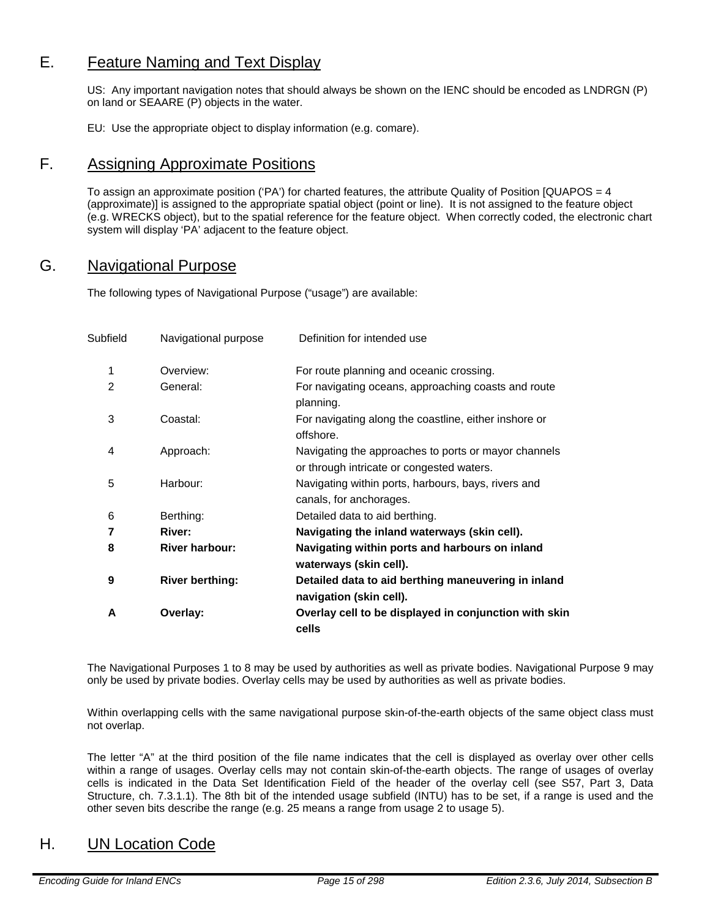## E. Feature Naming and Text Display

US: Any important navigation notes that should always be shown on the IENC should be encoded as LNDRGN (P) on land or SEAARE (P) objects in the water.

EU: Use the appropriate object to display information (e.g. comare).

## F. Assigning Approximate Positions

To assign an approximate position ('PA') for charted features, the attribute Quality of Position [QUAPOS = 4 (approximate)] is assigned to the appropriate spatial object (point or line). It is not assigned to the feature object (e.g. WRECKS object), but to the spatial reference for the feature object. When correctly coded, the electronic chart system will display 'PA' adjacent to the feature object.

## G. Navigational Purpose

The following types of Navigational Purpose ("usage") are available:

| Subfield | Navigational purpose | Definition for intended use |
|---|---|---|
| 1 | Overview: | For route planning and oceanic crossing. |
| 2 | General: | For navigating oceans, approaching coasts and route planning. |
| 3 | Coastal: | For navigating along the coastline, either inshore or offshore. |
| 4 | Approach: | Navigating the approaches to ports or mayor channels or through intricate or congested waters. |
| 5 | Harbour: | Navigating within ports, harbours, bays, rivers and canals, for anchorages. |
| 6 | Berthing: | Detailed data to aid berthing. |
| **7** | **River:** | **Navigating the inland waterways (skin cell).** |
| **8** | **River harbour:** | **Navigating within ports and harbours on inland waterways (skin cell).** |
| **9** | **River berthing:** | **Detailed data to aid berthing maneuvering in inland navigation (skin cell).** |
| **A** | **Overlay:** | **Overlay cell to be displayed in conjunction with skin cells** |

The Navigational Purposes 1 to 8 may be used by authorities as well as private bodies. Navigational Purpose 9 may only be used by private bodies. Overlay cells may be used by authorities as well as private bodies.

Within overlapping cells with the same navigational purpose skin-of-the-earth objects of the same object class must not overlap.

The letter "A" at the third position of the file name indicates that the cell is displayed as overlay over other cells within a range of usages. Overlay cells may not contain skin-of-the-earth objects. The range of usages of overlay cells is indicated in the Data Set Identification Field of the header of the overlay cell (see S57, Part 3, Data Structure, ch. 7.3.1.1). The 8th bit of the intended usage subfield (INTU) has to be set, if a range is used and the other seven bits describe the range (e.g. 25 means a range from usage 2 to usage 5).

## H. UN Location Code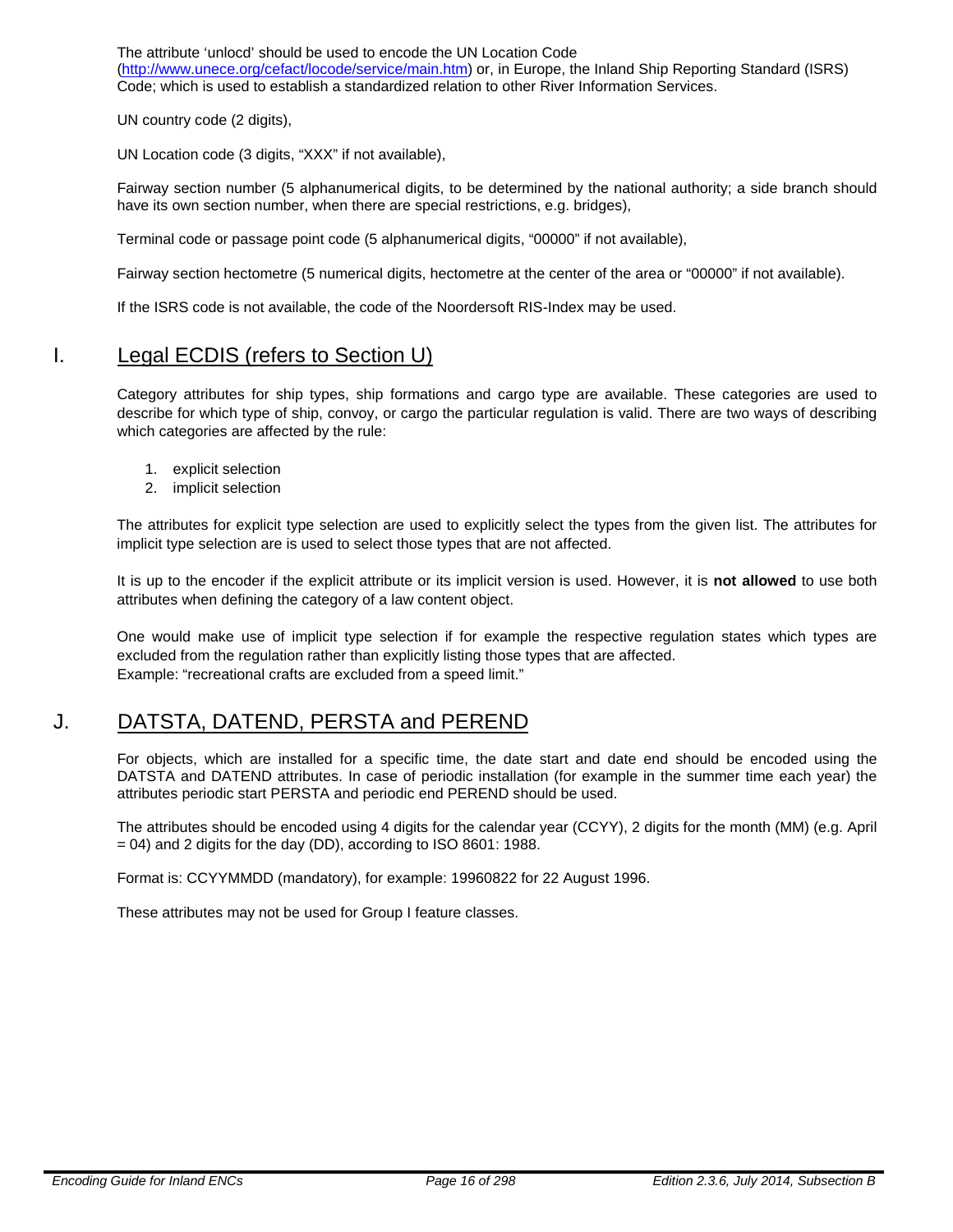The attribute ‘unlocd’ should be used to encode the UN Location Code (http://www.unece.org/cefact/locode/service/main.htm) or, in Europe, the Inland Ship Reporting Standard (ISRS) Code; which is used to establish a standardized relation to other River Information Services.

UN country code (2 digits),

UN Location code (3 digits, “XXX” if not available),

Fairway section number (5 alphanumerical digits, to be determined by the national authority; a side branch should have its own section number, when there are special restrictions, e.g. bridges),

Terminal code or passage point code (5 alphanumerical digits, “00000” if not available),

Fairway section hectometre (5 numerical digits, hectometre at the center of the area or “00000” if not available).

If the ISRS code is not available, the code of the Noordersoft RIS-Index may be used.

## I. Legal ECDIS (refers to Section U)

Category attributes for ship types, ship formations and cargo type are available. These categories are used to describe for which type of ship, convoy, or cargo the particular regulation is valid. There are two ways of describing which categories are affected by the rule:

1. explicit selection
2. implicit selection

The attributes for explicit type selection are used to explicitly select the types from the given list. The attributes for implicit type selection are is used to select those types that are not affected.

It is up to the encoder if the explicit attribute or its implicit version is used. However, it is **not allowed** to use both attributes when defining the category of a law content object.

One would make use of implicit type selection if for example the respective regulation states which types are excluded from the regulation rather than explicitly listing those types that are affected.
Example: “recreational crafts are excluded from a speed limit.”

## J. DATSTA, DATEND, PERSTA and PEREND

For objects, which are installed for a specific time, the date start and date end should be encoded using the DATSTA and DATEND attributes. In case of periodic installation (for example in the summer time each year) the attributes periodic start PERSTA and periodic end PEREND should be used.

The attributes should be encoded using 4 digits for the calendar year (CCYY), 2 digits for the month (MM) (e.g. April = 04) and 2 digits for the day (DD), according to ISO 8601: 1988.

Format is: CCYYMMDD (mandatory), for example: 19960822 for 22 August 1996.

These attributes may not be used for Group I feature classes.